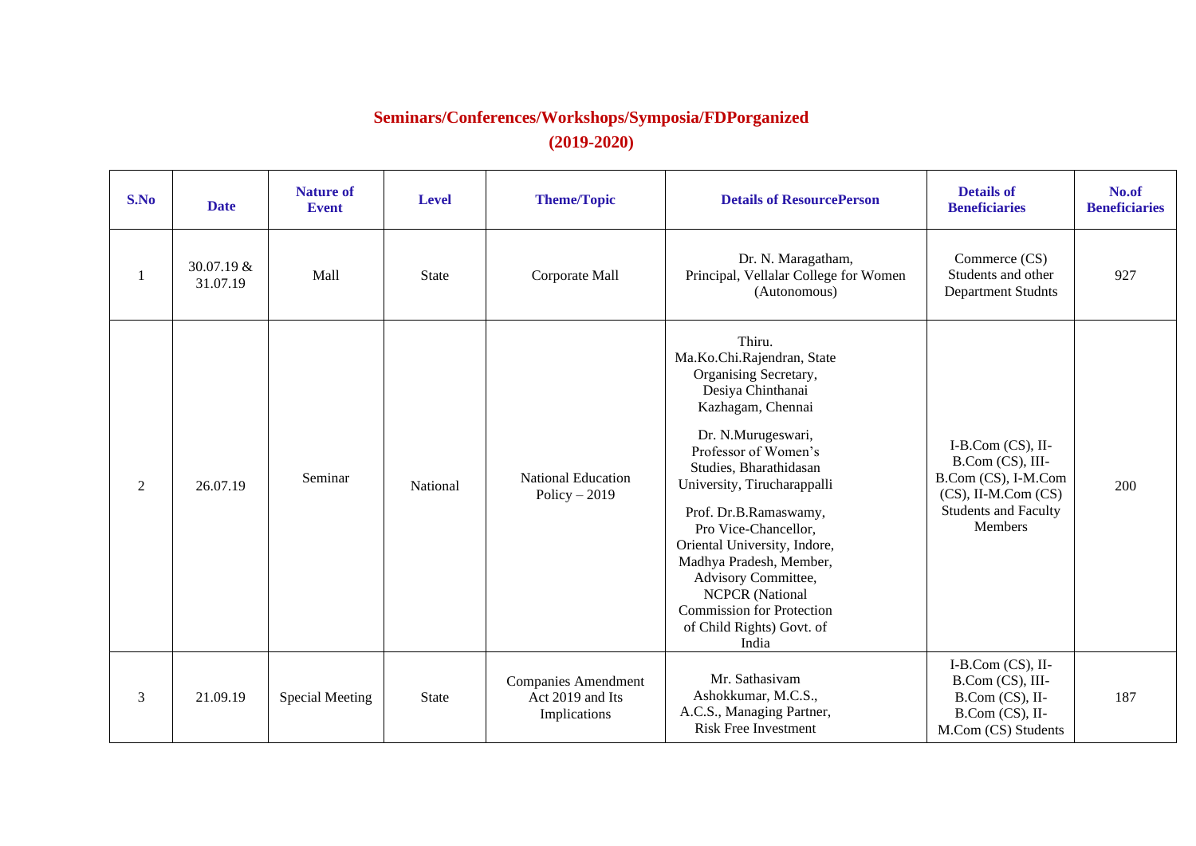# Seminars/Conferences/Workshops/Symposia/FDPorganized

## (2019-2020)

| S.No | Date | Nature of Event | Level | Theme/Topic | Details of ResourcePerson | Details of Beneficiaries | No.of Beneficiaries |
|---|---|---|---|---|---|---|---|
| 1 | 30.07.19 & 31.07.19 | Mall | State | Corporate Mall | Dr. N. Maragatham, Principal, Vellalar College for Women (Autonomous) | Commerce (CS) Students and other Department Studnts | 927 |
| 2 | 26.07.19 | Seminar | National | National Education Policy – 2019 | Thiru. Ma.Ko.Chi.Rajendran, State Organising Secretary, Desiya Chinthanai Kazhagam, Chennai<br><br>Dr. N.Murugeswari, Professor of Women's Studies, Bharathidasan University, Tirucharappalli<br><br>Prof. Dr.B.Ramaswamy, Pro Vice-Chancellor, Oriental University, Indore, Madhya Pradesh, Member, Advisory Committee, NCPCR (National Commission for Protection of Child Rights) Govt. of India | I-B.Com (CS), II-B.Com (CS), III-B.Com (CS), I-M.Com (CS), II-M.Com (CS) Students and Faculty Members | 200 |
| 3 | 21.09.19 | Special Meeting | State | Companies Amendment Act 2019 and Its Implications | Mr. Sathasivam Ashokkumar, M.C.S., A.C.S., Managing Partner, Risk Free Investment | I-B.Com (CS), II-B.Com (CS), III-B.Com (CS), II-B.Com (CS), II-M.Com (CS) Students | 187 |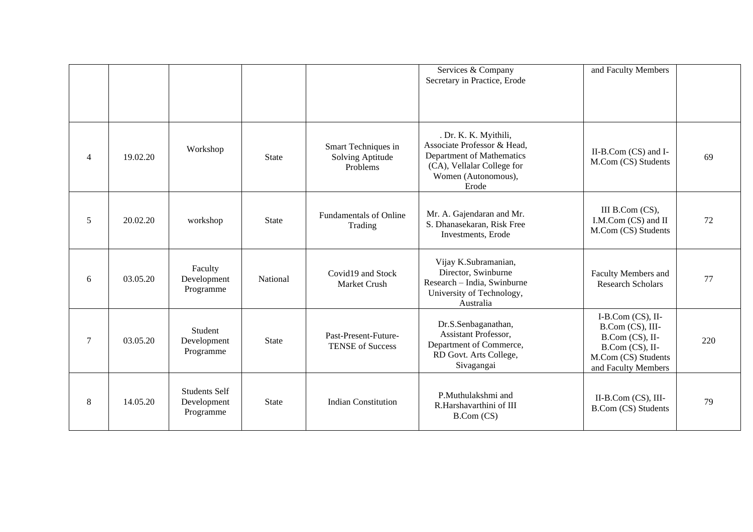| | | | | | | | |
|---|---|---|---|---|---|---|---|
| | | | | | Services & Company Secretary in Practice, Erode | and Faculty Members | |
| 4 | 19.02.20 | Workshop | State | Smart Techniques in Solving Aptitude Problems | . Dr. K. K. Myithili, Associate Professor & Head, Department of Mathematics (CA), Vellalar College for Women (Autonomous), Erode | II-B.Com (CS) and I-M.Com (CS) Students | 69 |
| 5 | 20.02.20 | workshop | State | Fundamentals of Online Trading | Mr. A. Gajendaran and Mr. S. Dhanasekaran, Risk Free Investments, Erode | III B.Com (CS), I.M.Com (CS) and II M.Com (CS) Students | 72 |
| 6 | 03.05.20 | Faculty Development Programme | National | Covid19 and Stock Market Crush | Vijay K.Subramanian, Director, Swinburne Research – India, Swinburne University of Technology, Australia | Faculty Members and Research Scholars | 77 |
| 7 | 03.05.20 | Student Development Programme | State | Past-Present-Future-TENSE of Success | Dr.S.Senbaganathan, Assistant Professor, Department of Commerce, RD Govt. Arts College, Sivagangai | I-B.Com (CS), II-B.Com (CS), III-B.Com (CS), II-B.Com (CS), II-M.Com (CS) Students and Faculty Members | 220 |
| 8 | 14.05.20 | Students Self Development Programme | State | Indian Constitution | P.Muthulakshmi and R.Harshavarthini of III B.Com (CS) | II-B.Com (CS), III-B.Com (CS) Students | 79 |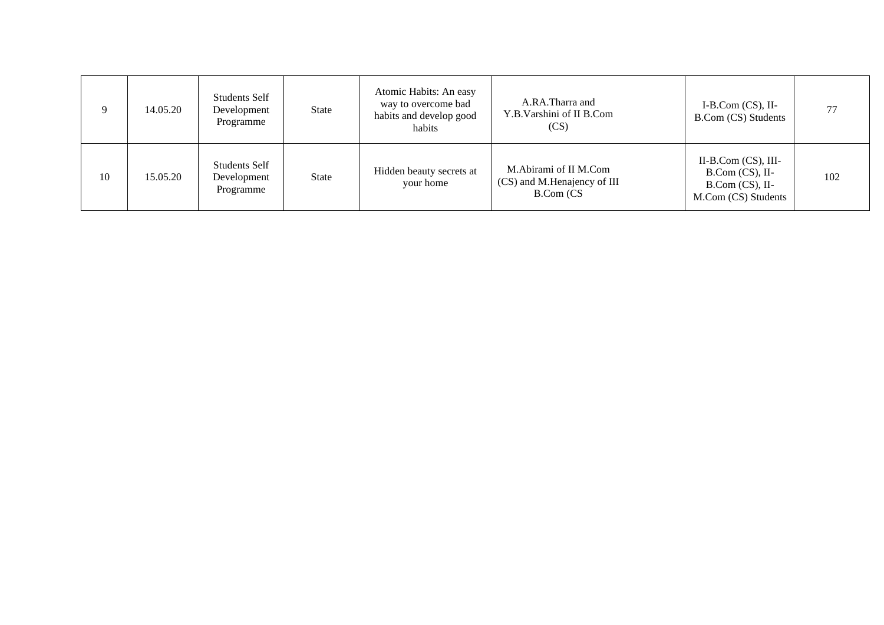| | | | | | | | |
|---|---|---|---|---|---|---|---|
| 9 | 14.05.20 | Students Self Development Programme | State | Atomic Habits: An easy way to overcome bad habits and develop good habits | A.RA.Tharra and Y.B.Varshini of II B.Com (CS) | I-B.Com (CS), II-B.Com (CS) Students | 77 |
| 10 | 15.05.20 | Students Self Development Programme | State | Hidden beauty secrets at your home | M.Abirami of II M.Com (CS) and M.Henajency of III B.Com (CS | II-B.Com (CS), III-B.Com (CS), II-B.Com (CS), II-M.Com (CS) Students | 102 |